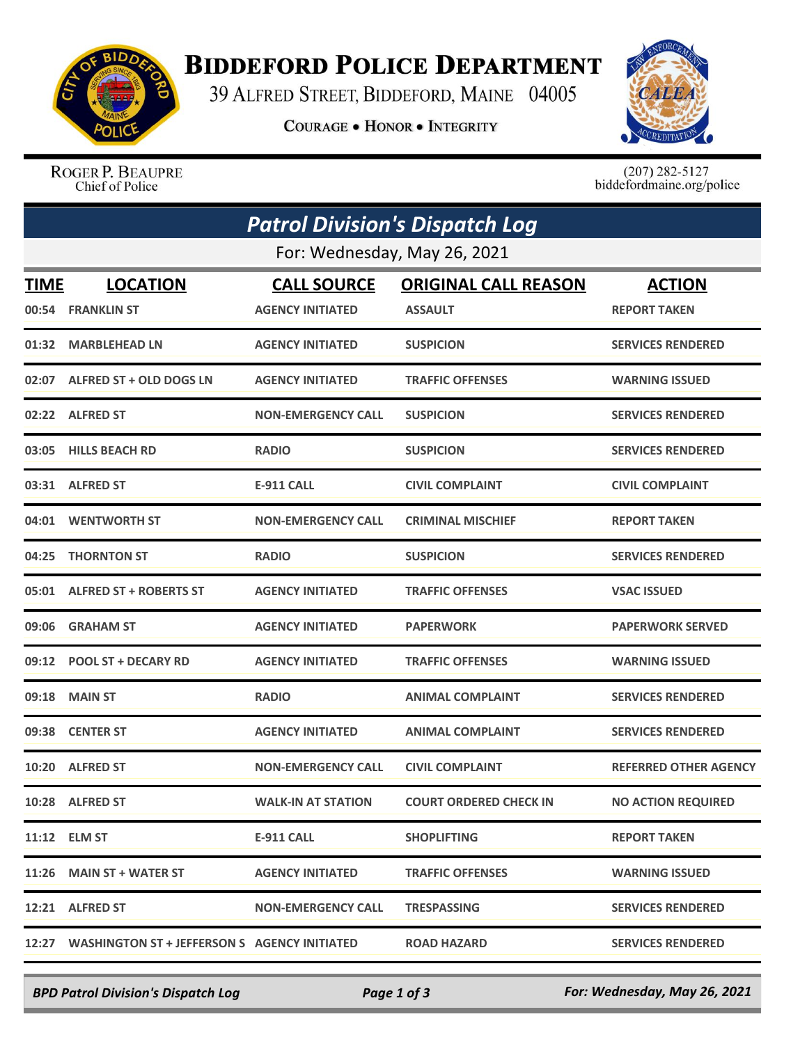# Biddeford Police Department

39 Alfred Street, Biddeford, Maine 04005

**Courage • Honor • Integrity**

Roger P. Beaupre
Chief of Police

(207) 282-5127
biddefordmaine.org/police

## *Patrol Division's Dispatch Log*

For: Wednesday, May 26, 2021

| TIME | LOCATION | CALL SOURCE | ORIGINAL CALL REASON | ACTION |
|---|---|---|---|---|
| 00:54 | FRANKLIN ST | AGENCY INITIATED | ASSAULT | REPORT TAKEN |
| 01:32 | MARBLEHEAD LN | AGENCY INITIATED | SUSPICION | SERVICES RENDERED |
| 02:07 | ALFRED ST + OLD DOGS LN | AGENCY INITIATED | TRAFFIC OFFENSES | WARNING ISSUED |
| 02:22 | ALFRED ST | NON-EMERGENCY CALL | SUSPICION | SERVICES RENDERED |
| 03:05 | HILLS BEACH RD | RADIO | SUSPICION | SERVICES RENDERED |
| 03:31 | ALFRED ST | E-911 CALL | CIVIL COMPLAINT | CIVIL COMPLAINT |
| 04:01 | WENTWORTH ST | NON-EMERGENCY CALL | CRIMINAL MISCHIEF | REPORT TAKEN |
| 04:25 | THORNTON ST | RADIO | SUSPICION | SERVICES RENDERED |
| 05:01 | ALFRED ST + ROBERTS ST | AGENCY INITIATED | TRAFFIC OFFENSES | VSAC ISSUED |
| 09:06 | GRAHAM ST | AGENCY INITIATED | PAPERWORK | PAPERWORK SERVED |
| 09:12 | POOL ST + DECARY RD | AGENCY INITIATED | TRAFFIC OFFENSES | WARNING ISSUED |
| 09:18 | MAIN ST | RADIO | ANIMAL COMPLAINT | SERVICES RENDERED |
| 09:38 | CENTER ST | AGENCY INITIATED | ANIMAL COMPLAINT | SERVICES RENDERED |
| 10:20 | ALFRED ST | NON-EMERGENCY CALL | CIVIL COMPLAINT | REFERRED OTHER AGENCY |
| 10:28 | ALFRED ST | WALK-IN AT STATION | COURT ORDERED CHECK IN | NO ACTION REQUIRED |
| 11:12 | ELM ST | E-911 CALL | SHOPLIFTING | REPORT TAKEN |
| 11:26 | MAIN ST + WATER ST | AGENCY INITIATED | TRAFFIC OFFENSES | WARNING ISSUED |
| 12:21 | ALFRED ST | NON-EMERGENCY CALL | TRESPASSING | SERVICES RENDERED |
| 12:27 | WASHINGTON ST + JEFFERSON S | AGENCY INITIATED | ROAD HAZARD | SERVICES RENDERED |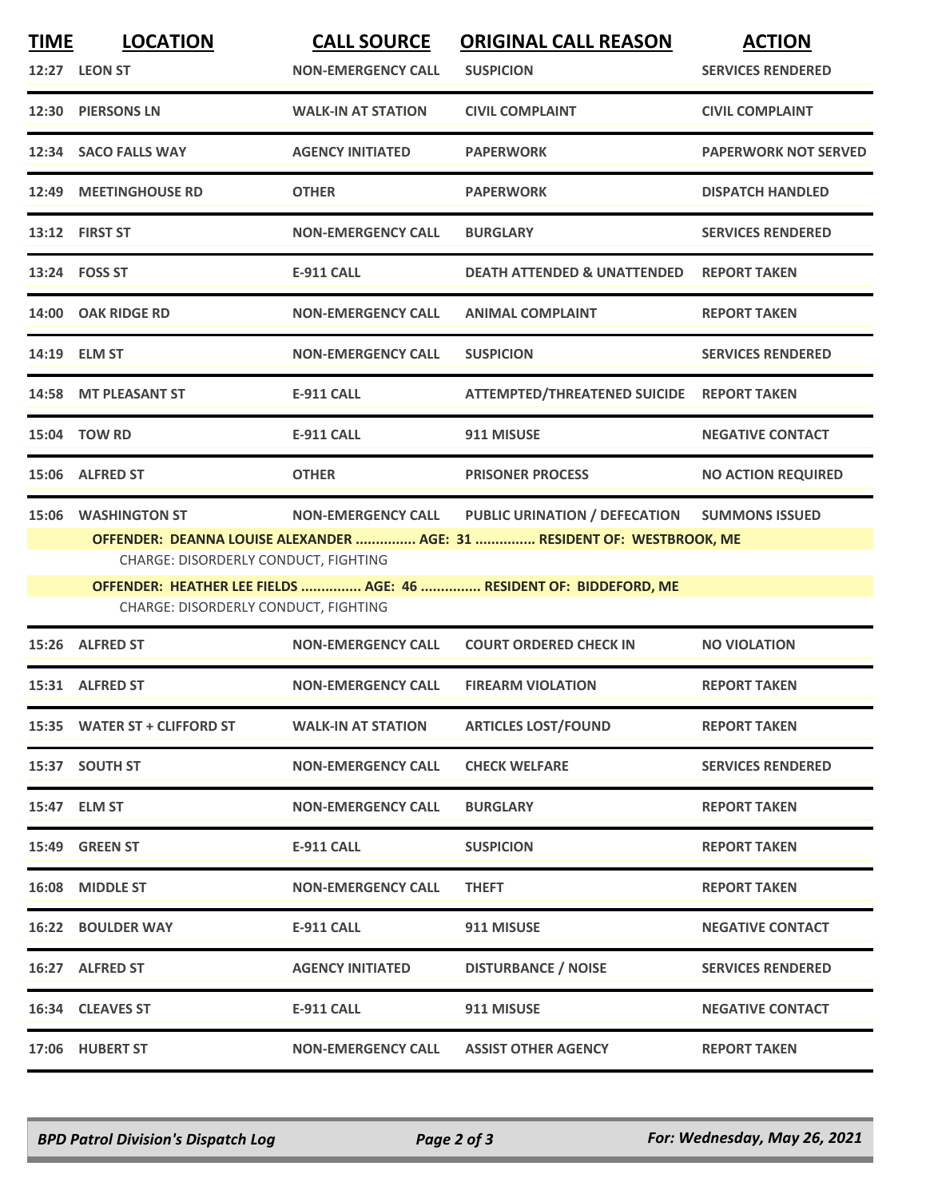| TIME | LOCATION | CALL SOURCE | ORIGINAL CALL REASON | ACTION |
|---|---|---|---|---|
| 12:27 | LEON ST | NON-EMERGENCY CALL | SUSPICION | SERVICES RENDERED |
| 12:30 | PIERSONS LN | WALK-IN AT STATION | CIVIL COMPLAINT | CIVIL COMPLAINT |
| 12:34 | SACO FALLS WAY | AGENCY INITIATED | PAPERWORK | PAPERWORK NOT SERVED |
| 12:49 | MEETINGHOUSE RD | OTHER | PAPERWORK | DISPATCH HANDLED |
| 13:12 | FIRST ST | NON-EMERGENCY CALL | BURGLARY | SERVICES RENDERED |
| 13:24 | FOSS ST | E-911 CALL | DEATH ATTENDED & UNATTENDED | REPORT TAKEN |
| 14:00 | OAK RIDGE RD | NON-EMERGENCY CALL | ANIMAL COMPLAINT | REPORT TAKEN |
| 14:19 | ELM ST | NON-EMERGENCY CALL | SUSPICION | SERVICES RENDERED |
| 14:58 | MT PLEASANT ST | E-911 CALL | ATTEMPTED/THREATENED SUICIDE | REPORT TAKEN |
| 15:04 | TOW RD | E-911 CALL | 911 MISUSE | NEGATIVE CONTACT |
| 15:06 | ALFRED ST | OTHER | PRISONER PROCESS | NO ACTION REQUIRED |
| 15:06 | WASHINGTON ST | NON-EMERGENCY CALL | PUBLIC URINATION / DEFECATION | SUMMONS ISSUED |

**OFFENDER: DEANNA LOUISE ALEXANDER ............... AGE: 31 ............... RESIDENT OF: WESTBROOK, ME**

CHARGE: DISORDERLY CONDUCT, FIGHTING

**OFFENDER: HEATHER LEE FIELDS ............... AGE: 46 ............... RESIDENT OF: BIDDEFORD, ME**

CHARGE: DISORDERLY CONDUCT, FIGHTING

| TIME | LOCATION | CALL SOURCE | ORIGINAL CALL REASON | ACTION |
|---|---|---|---|---|
| 15:26 | ALFRED ST | NON-EMERGENCY CALL | COURT ORDERED CHECK IN | NO VIOLATION |
| 15:31 | ALFRED ST | NON-EMERGENCY CALL | FIREARM VIOLATION | REPORT TAKEN |
| 15:35 | WATER ST + CLIFFORD ST | WALK-IN AT STATION | ARTICLES LOST/FOUND | REPORT TAKEN |
| 15:37 | SOUTH ST | NON-EMERGENCY CALL | CHECK WELFARE | SERVICES RENDERED |
| 15:47 | ELM ST | NON-EMERGENCY CALL | BURGLARY | REPORT TAKEN |
| 15:49 | GREEN ST | E-911 CALL | SUSPICION | REPORT TAKEN |
| 16:08 | MIDDLE ST | NON-EMERGENCY CALL | THEFT | REPORT TAKEN |
| 16:22 | BOULDER WAY | E-911 CALL | 911 MISUSE | NEGATIVE CONTACT |
| 16:27 | ALFRED ST | AGENCY INITIATED | DISTURBANCE / NOISE | SERVICES RENDERED |
| 16:34 | CLEAVES ST | E-911 CALL | 911 MISUSE | NEGATIVE CONTACT |
| 17:06 | HUBERT ST | NON-EMERGENCY CALL | ASSIST OTHER AGENCY | REPORT TAKEN |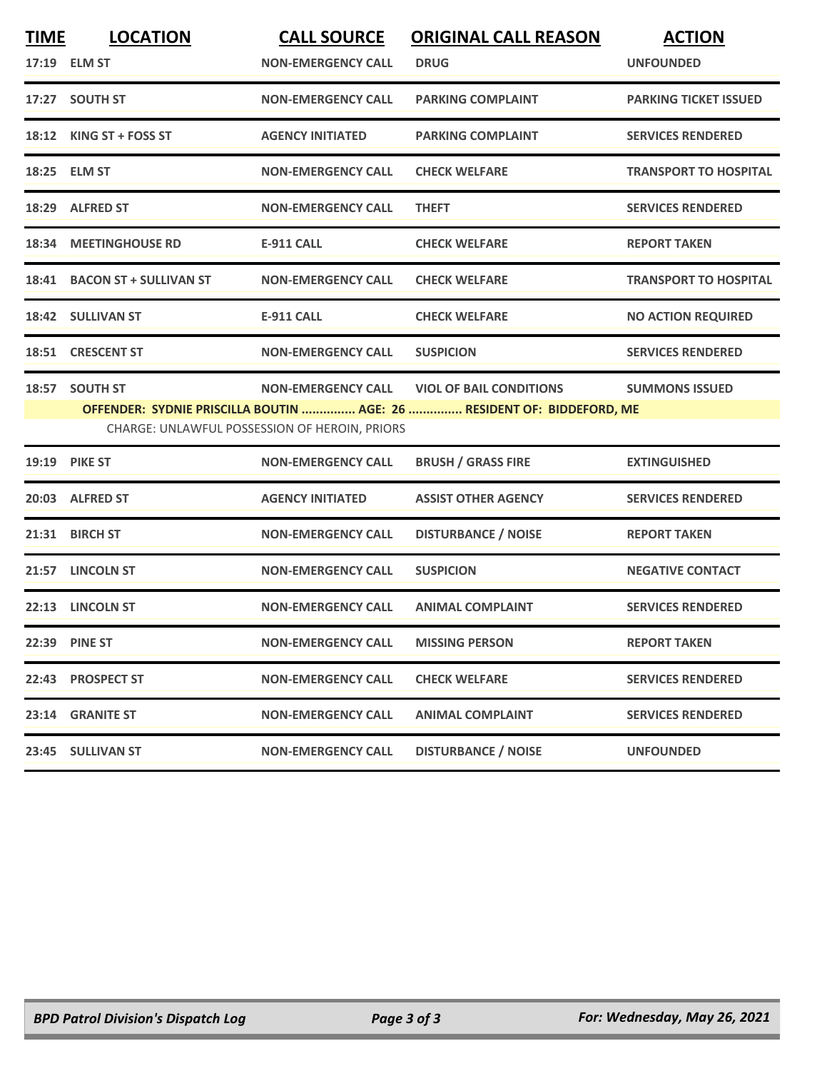| TIME | LOCATION | CALL SOURCE | ORIGINAL CALL REASON | ACTION |
|---|---|---|---|---|
| 17:19 | ELM ST | NON-EMERGENCY CALL | DRUG | UNFOUNDED |
| 17:27 | SOUTH ST | NON-EMERGENCY CALL | PARKING COMPLAINT | PARKING TICKET ISSUED |
| 18:12 | KING ST + FOSS ST | AGENCY INITIATED | PARKING COMPLAINT | SERVICES RENDERED |
| 18:25 | ELM ST | NON-EMERGENCY CALL | CHECK WELFARE | TRANSPORT TO HOSPITAL |
| 18:29 | ALFRED ST | NON-EMERGENCY CALL | THEFT | SERVICES RENDERED |
| 18:34 | MEETINGHOUSE RD | E-911 CALL | CHECK WELFARE | REPORT TAKEN |
| 18:41 | BACON ST + SULLIVAN ST | NON-EMERGENCY CALL | CHECK WELFARE | TRANSPORT TO HOSPITAL |
| 18:42 | SULLIVAN ST | E-911 CALL | CHECK WELFARE | NO ACTION REQUIRED |
| 18:51 | CRESCENT ST | NON-EMERGENCY CALL | SUSPICION | SERVICES RENDERED |
| 18:57 | SOUTH ST | NON-EMERGENCY CALL | VIOL OF BAIL CONDITIONS | SUMMONS ISSUED |
| | OFFENDER: SYDNIE PRISCILLA BOUTIN ............... AGE: 26 ............... RESIDENT OF: BIDDEFORD, ME | | | |
| | CHARGE: UNLAWFUL POSSESSION OF HEROIN, PRIORS | | | |
| 19:19 | PIKE ST | NON-EMERGENCY CALL | BRUSH / GRASS FIRE | EXTINGUISHED |
| 20:03 | ALFRED ST | AGENCY INITIATED | ASSIST OTHER AGENCY | SERVICES RENDERED |
| 21:31 | BIRCH ST | NON-EMERGENCY CALL | DISTURBANCE / NOISE | REPORT TAKEN |
| 21:57 | LINCOLN ST | NON-EMERGENCY CALL | SUSPICION | NEGATIVE CONTACT |
| 22:13 | LINCOLN ST | NON-EMERGENCY CALL | ANIMAL COMPLAINT | SERVICES RENDERED |
| 22:39 | PINE ST | NON-EMERGENCY CALL | MISSING PERSON | REPORT TAKEN |
| 22:43 | PROSPECT ST | NON-EMERGENCY CALL | CHECK WELFARE | SERVICES RENDERED |
| 23:14 | GRANITE ST | NON-EMERGENCY CALL | ANIMAL COMPLAINT | SERVICES RENDERED |
| 23:45 | SULLIVAN ST | NON-EMERGENCY CALL | DISTURBANCE / NOISE | UNFOUNDED |